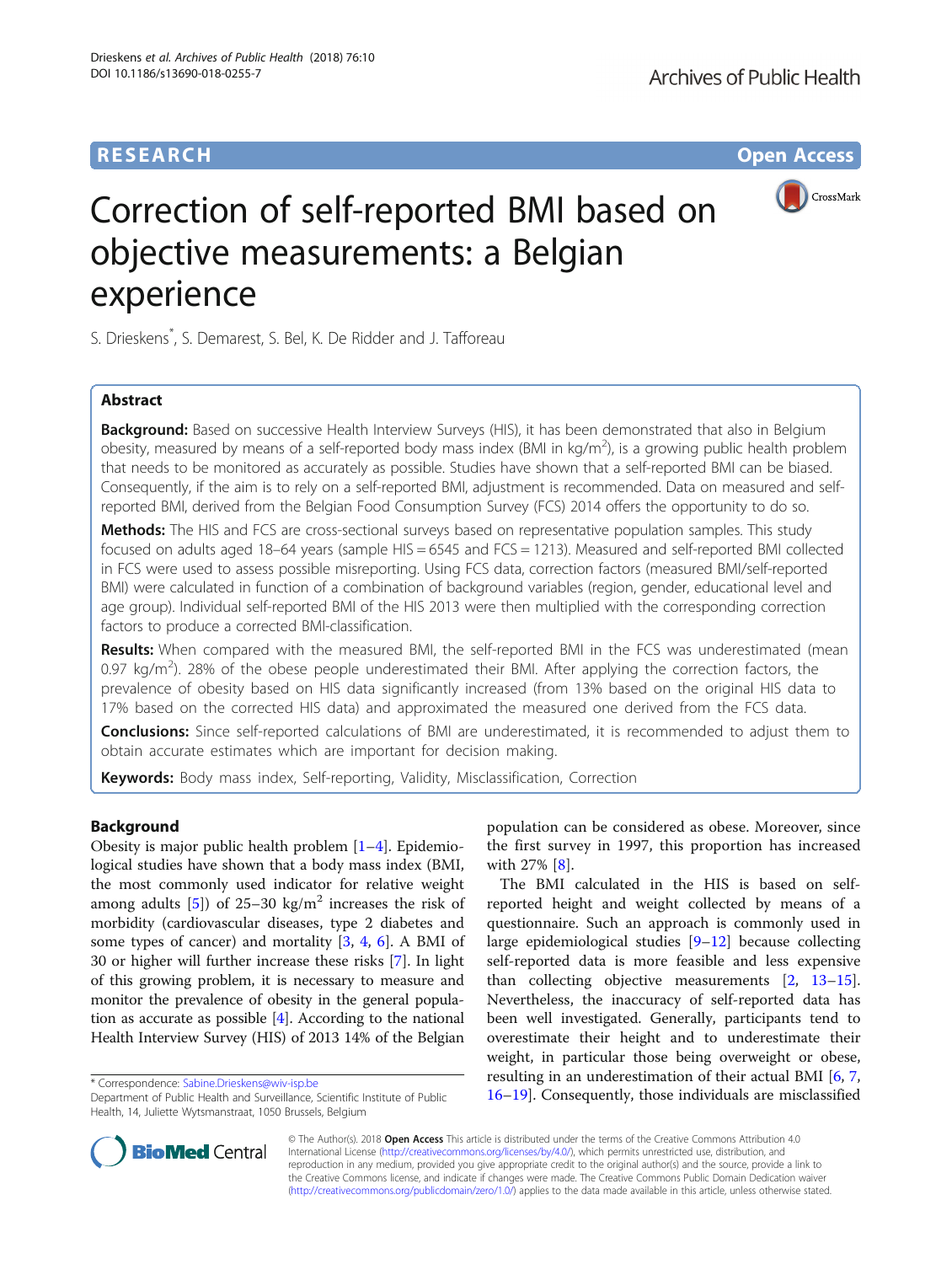RESEARCH Open Access

# Correction of self-reported BMI based on objective measurements: a Belgian experience

S. Drieskens[*], S. Demarest, S. Bel, K. De Ridder and J. Tafforeau

## Abstract

**Background:** Based on successive Health Interview Surveys (HIS), it has been demonstrated that also in Belgium obesity, measured by means of a self-reported body mass index (BMI in kg/m$^2$), is a growing public health problem that needs to be monitored as accurately as possible. Studies have shown that a self-reported BMI can be biased. Consequently, if the aim is to rely on a self-reported BMI, adjustment is recommended. Data on measured and self-reported BMI, derived from the Belgian Food Consumption Survey (FCS) 2014 offers the opportunity to do so.

**Methods:** The HIS and FCS are cross-sectional surveys based on representative population samples. This study focused on adults aged 18–64 years (sample HIS = 6545 and FCS = 1213). Measured and self-reported BMI collected in FCS were used to assess possible misreporting. Using FCS data, correction factors (measured BMI/self-reported BMI) were calculated in function of a combination of background variables (region, gender, educational level and age group). Individual self-reported BMI of the HIS 2013 were then multiplied with the corresponding correction factors to produce a corrected BMI-classification.

**Results:** When compared with the measured BMI, the self-reported BMI in the FCS was underestimated (mean 0.97 kg/m$^2$). 28% of the obese people underestimated their BMI. After applying the correction factors, the prevalence of obesity based on HIS data significantly increased (from 13% based on the original HIS data to 17% based on the corrected HIS data) and approximated the measured one derived from the FCS data.

**Conclusions:** Since self-reported calculations of BMI are underestimated, it is recommended to adjust them to obtain accurate estimates which are important for decision making.

**Keywords:** Body mass index, Self-reporting, Validity, Misclassification, Correction

## Background

Obesity is major public health problem [1–4]. Epidemiological studies have shown that a body mass index (BMI, the most commonly used indicator for relative weight among adults [5]) of 25–30 kg/m$^2$ increases the risk of morbidity (cardiovascular diseases, type 2 diabetes and some types of cancer) and mortality [3, 4, 6]. A BMI of 30 or higher will further increase these risks [7]. In light of this growing problem, it is necessary to measure and monitor the prevalence of obesity in the general population as accurate as possible [4]. According to the national Health Interview Survey (HIS) of 2013 14% of the Belgian population can be considered as obese. Moreover, since the first survey in 1997, this proportion has increased with 27% [8].

The BMI calculated in the HIS is based on self-reported height and weight collected by means of a questionnaire. Such an approach is commonly used in large epidemiological studies [9–12] because collecting self-reported data is more feasible and less expensive than collecting objective measurements [2, 13–15]. Nevertheless, the inaccuracy of self-reported data has been well investigated. Generally, participants tend to overestimate their height and to underestimate their weight, in particular those being overweight or obese, resulting in an underestimation of their actual BMI [6, 7, 16–19]. Consequently, those individuals are misclassified

* Correspondence: Sabine.Drieskens@wiv-isp.be
Department of Public Health and Surveillance, Scientific Institute of Public Health, 14, Juliette Wytsmanstraat, 1050 Brussels, Belgium

© The Author(s). 2018 **Open Access** This article is distributed under the terms of the Creative Commons Attribution 4.0 International License (http://creativecommons.org/licenses/by/4.0/), which permits unrestricted use, distribution, and reproduction in any medium, provided you give appropriate credit to the original author(s) and the source, provide a link to the Creative Commons license, and indicate if changes were made. The Creative Commons Public Domain Dedication waiver (http://creativecommons.org/publicdomain/zero/1.0/) applies to the data made available in this article, unless otherwise stated.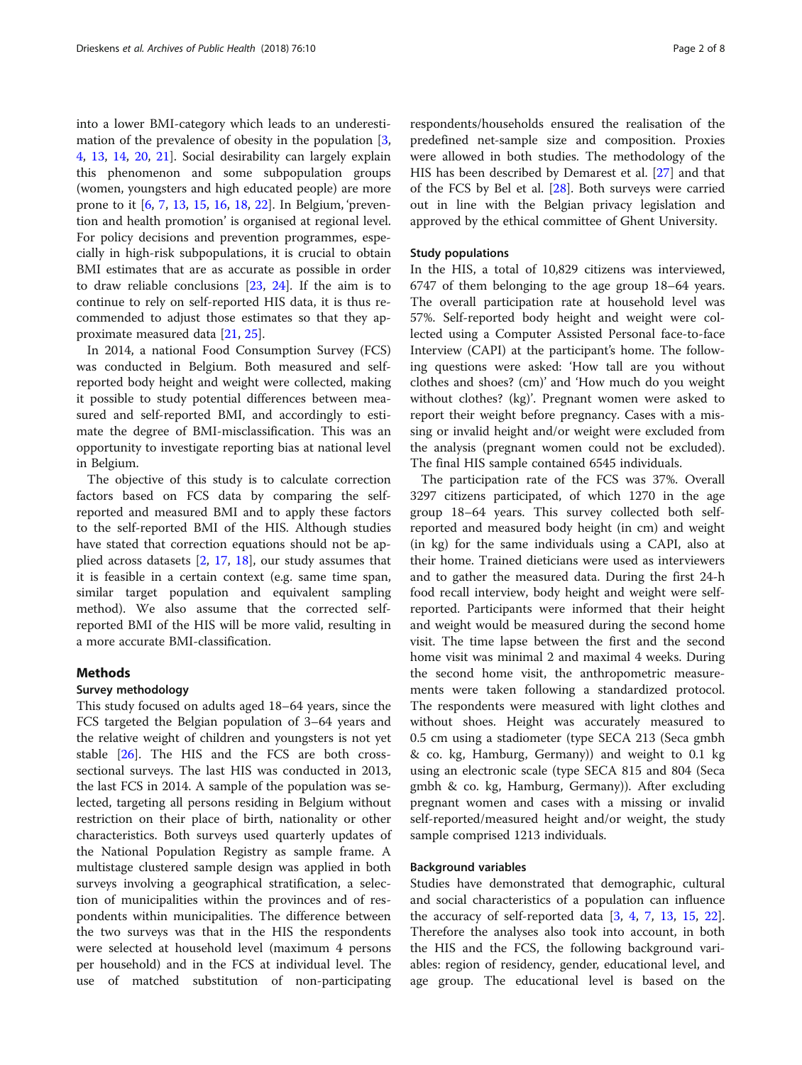into a lower BMI-category which leads to an underestimation of the prevalence of obesity in the population [3, 4, 13, 14, 20, 21]. Social desirability can largely explain this phenomenon and some subpopulation groups (women, youngsters and high educated people) are more prone to it [6, 7, 13, 15, 16, 18, 22]. In Belgium, 'prevention and health promotion' is organised at regional level. For policy decisions and prevention programmes, especially in high-risk subpopulations, it is crucial to obtain BMI estimates that are as accurate as possible in order to draw reliable conclusions [23, 24]. If the aim is to continue to rely on self-reported HIS data, it is thus recommended to adjust those estimates so that they approximate measured data [21, 25].

In 2014, a national Food Consumption Survey (FCS) was conducted in Belgium. Both measured and self-reported body height and weight were collected, making it possible to study potential differences between measured and self-reported BMI, and accordingly to estimate the degree of BMI-misclassification. This was an opportunity to investigate reporting bias at national level in Belgium.

The objective of this study is to calculate correction factors based on FCS data by comparing the self-reported and measured BMI and to apply these factors to the self-reported BMI of the HIS. Although studies have stated that correction equations should not be applied across datasets [2, 17, 18], our study assumes that it is feasible in a certain context (e.g. same time span, similar target population and equivalent sampling method). We also assume that the corrected self-reported BMI of the HIS will be more valid, resulting in a more accurate BMI-classification.

## Methods

### Survey methodology

This study focused on adults aged 18–64 years, since the FCS targeted the Belgian population of 3–64 years and the relative weight of children and youngsters is not yet stable [26]. The HIS and the FCS are both cross-sectional surveys. The last HIS was conducted in 2013, the last FCS in 2014. A sample of the population was selected, targeting all persons residing in Belgium without restriction on their place of birth, nationality or other characteristics. Both surveys used quarterly updates of the National Population Registry as sample frame. A multistage clustered sample design was applied in both surveys involving a geographical stratification, a selection of municipalities within the provinces and of respondents within municipalities. The difference between the two surveys was that in the HIS the respondents were selected at household level (maximum 4 persons per household) and in the FCS at individual level. The use of matched substitution of non-participating respondents/households ensured the realisation of the predefined net-sample size and composition. Proxies were allowed in both studies. The methodology of the HIS has been described by Demarest et al. [27] and that of the FCS by Bel et al. [28]. Both surveys were carried out in line with the Belgian privacy legislation and approved by the ethical committee of Ghent University.

### Study populations

In the HIS, a total of 10,829 citizens was interviewed, 6747 of them belonging to the age group 18–64 years. The overall participation rate at household level was 57%. Self-reported body height and weight were collected using a Computer Assisted Personal face-to-face Interview (CAPI) at the participant's home. The following questions were asked: 'How tall are you without clothes and shoes? (cm)' and 'How much do you weigh without clothes? (kg)'. Pregnant women were asked to report their weight before pregnancy. Cases with a missing or invalid height and/or weight were excluded from the analysis (pregnant women could not be excluded). The final HIS sample contained 6545 individuals.

The participation rate of the FCS was 37%. Overall 3297 citizens participated, of which 1270 in the age group 18–64 years. This survey collected both self-reported and measured body height (in cm) and weight (in kg) for the same individuals using a CAPI, also at their home. Trained dieticians were used as interviewers and to gather the measured data. During the first 24-h food recall interview, body height and weight were self-reported. Participants were informed that their height and weight would be measured during the second home visit. The time lapse between the first and the second home visit was minimal 2 and maximal 4 weeks. During the second home visit, the anthropometric measurements were taken following a standardized protocol. The respondents were measured with light clothes and without shoes. Height was accurately measured to 0.5 cm using a stadiometer (type SECA 213 (Seca gmbh & co. kg, Hamburg, Germany)) and weight to 0.1 kg using an electronic scale (type SECA 815 and 804 (Seca gmbh & co. kg, Hamburg, Germany)). After excluding pregnant women and cases with a missing or invalid self-reported/measured height and/or weight, the study sample comprised 1213 individuals.

### Background variables

Studies have demonstrated that demographic, cultural and social characteristics of a population can influence the accuracy of self-reported data [3, 4, 7, 13, 15, 22]. Therefore the analyses also took into account, in both the HIS and the FCS, the following background variables: region of residency, gender, educational level, and age group. The educational level is based on the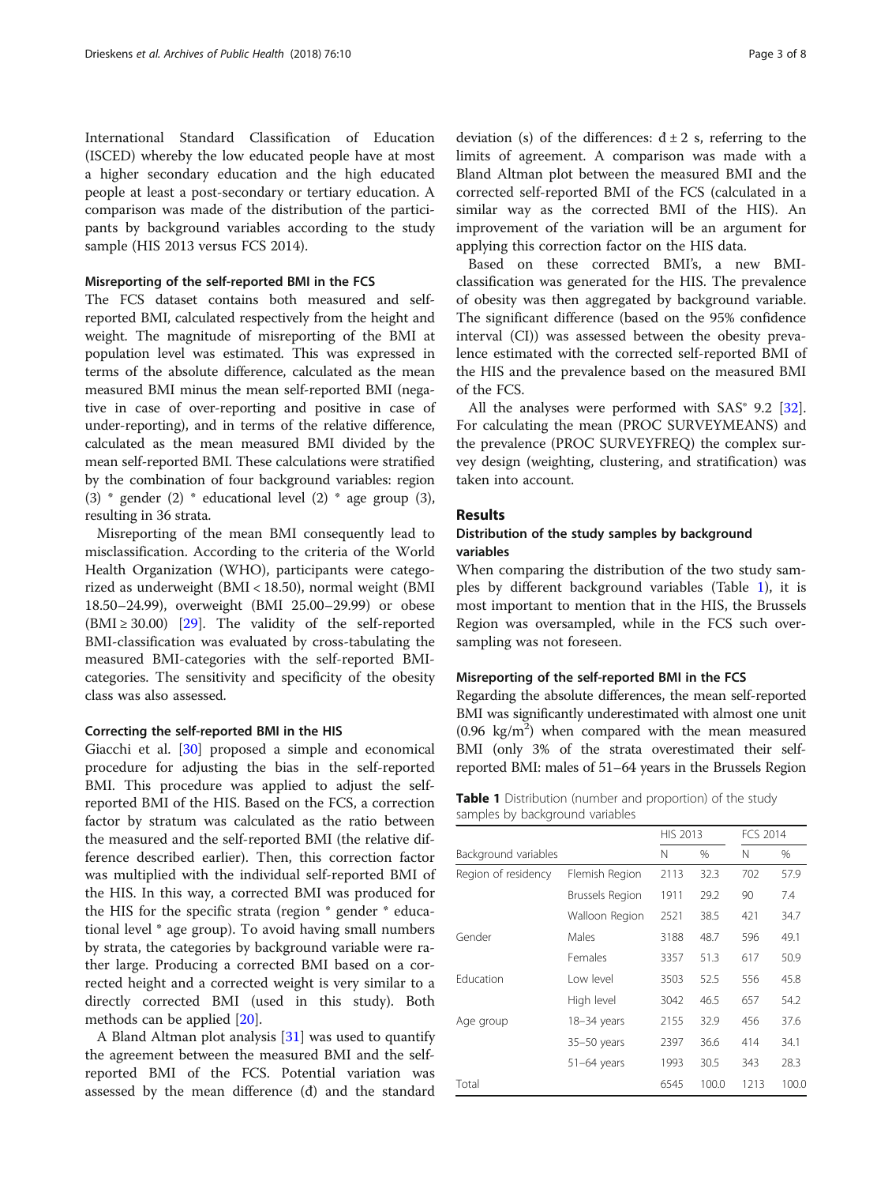International Standard Classification of Education (ISCED) whereby the low educated people have at most a higher secondary education and the high educated people at least a post-secondary or tertiary education. A comparison was made of the distribution of the participants by background variables according to the study sample (HIS 2013 versus FCS 2014).

### Misreporting of the self-reported BMI in the FCS

The FCS dataset contains both measured and self-reported BMI, calculated respectively from the height and weight. The magnitude of misreporting of the BMI at population level was estimated. This was expressed in terms of the absolute difference, calculated as the mean measured BMI minus the mean self-reported BMI (negative in case of over-reporting and positive in case of under-reporting), and in terms of the relative difference, calculated as the mean measured BMI divided by the mean self-reported BMI. These calculations were stratified by the combination of four background variables: region (3) * gender (2) * educational level (2) * age group (3), resulting in 36 strata.

Misreporting of the mean BMI consequently lead to misclassification. According to the criteria of the World Health Organization (WHO), participants were categorized as underweight (BMI < 18.50), normal weight (BMI 18.50–24.99), overweight (BMI 25.00–29.99) or obese (BMI ≥ 30.00) [29]. The validity of the self-reported BMI-classification was evaluated by cross-tabulating the measured BMI-categories with the self-reported BMI-categories. The sensitivity and specificity of the obesity class was also assessed.

### Correcting the self-reported BMI in the HIS

Giacchi et al. [30] proposed a simple and economical procedure for adjusting the bias in the self-reported BMI. This procedure was applied to adjust the self-reported BMI of the HIS. Based on the FCS, a correction factor by stratum was calculated as the ratio between the measured and the self-reported BMI (the relative difference described earlier). Then, this correction factor was multiplied with the individual self-reported BMI of the HIS. In this way, a corrected BMI was produced for the HIS for the specific strata (region * gender * educational level * age group). To avoid having small numbers by strata, the categories by background variable were rather large. Producing a corrected BMI based on a corrected height and a corrected weight is very similar to a directly corrected BMI (used in this study). Both methods can be applied [20].

A Bland Altman plot analysis [31] was used to quantify the agreement between the measured BMI and the self-reported BMI of the FCS. Potential variation was assessed by the mean difference ($\bar{d}$) and the standard deviation (s) of the differences: $\bar{d} \pm 2$ s, referring to the limits of agreement. A comparison was made with a Bland Altman plot between the measured BMI and the corrected self-reported BMI of the FCS (calculated in a similar way as the corrected BMI of the HIS). An improvement of the variation will be an argument for applying this correction factor on the HIS data.

Based on these corrected BMI's, a new BMI-classification was generated for the HIS. The prevalence of obesity was then aggregated by background variable. The significant difference (based on the 95% confidence interval (CI)) was assessed between the obesity prevalence estimated with the corrected self-reported BMI of the HIS and the prevalence based on the measured BMI of the FCS.

All the analyses were performed with SAS® 9.2 [32]. For calculating the mean (PROC SURVEYMEANS) and the prevalence (PROC SURVEYFREQ) the complex survey design (weighting, clustering, and stratification) was taken into account.

## Results

### Distribution of the study samples by background variables

When comparing the distribution of the two study samples by different background variables (Table 1), it is most important to mention that in the HIS, the Brussels Region was oversampled, while in the FCS such oversampling was not foreseen.

### Misreporting of the self-reported BMI in the FCS

Regarding the absolute differences, the mean self-reported BMI was significantly underestimated with almost one unit (0.96 $kg/m^2$) when compared with the mean measured BMI (only 3% of the strata overestimated their self-reported BMI: males of 51–64 years in the Brussels Region

**Table 1** Distribution (number and proportion) of the study samples by background variables

| Background variables | | HIS 2013 | | FCS 2014 | |
|---|---|---|---|---|---|
| | | N | % | N | % |
| Region of residency | Flemish Region | 2113 | 32.3 | 702 | 57.9 |
| | Brussels Region | 1911 | 29.2 | 90 | 7.4 |
| | Walloon Region | 2521 | 38.5 | 421 | 34.7 |
| Gender | Males | 3188 | 48.7 | 596 | 49.1 |
| | Females | 3357 | 51.3 | 617 | 50.9 |
| Education | Low level | 3503 | 52.5 | 556 | 45.8 |
| | High level | 3042 | 46.5 | 657 | 54.2 |
| Age group | 18–34 years | 2155 | 32.9 | 456 | 37.6 |
| | 35–50 years | 2397 | 36.6 | 414 | 34.1 |
| | 51–64 years | 1993 | 30.5 | 343 | 28.3 |
| Total | | 6545 | 100.0 | 1213 | 100.0 |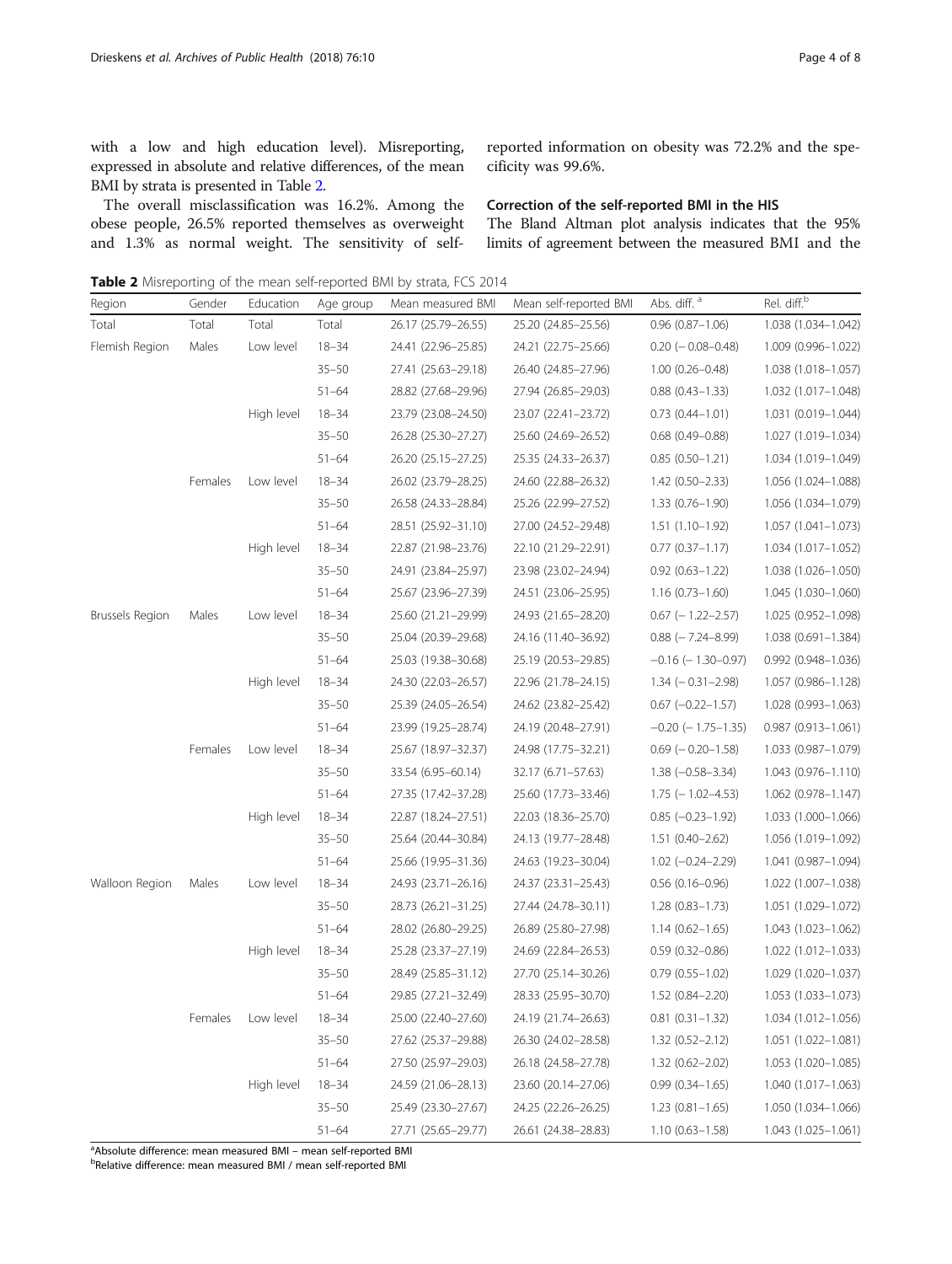with a low and high education level). Misreporting, expressed in absolute and relative differences, of the mean BMI by strata is presented in Table 2.

The overall misclassification was 16.2%. Among the obese people, 26.5% reported themselves as overweight and 1.3% as normal weight. The sensitivity of self-reported information on obesity was 72.2% and the specificity was 99.6%.

### Correction of the self-reported BMI in the HIS

The Bland Altman plot analysis indicates that the 95% limits of agreement between the measured BMI and the

**Table 2** Misreporting of the mean self-reported BMI by strata, FCS 2014

| Region | Gender | Education | Age group | Mean measured BMI | Mean self-reported BMI | Abs. diff. [a] | Rel. diff.[b] |
|---|---|---|---|---|---|---|---|
| Total | Total | Total | Total | 26.17 (25.79–26.55) | 25.20 (24.85–25.56) | 0.96 (0.87–1.06) | 1.038 (1.034–1.042) |
| Flemish Region | Males | Low level | 18–34 | 24.41 (22.96–25.85) | 24.21 (22.75–25.66) | 0.20 (− 0.08–0.48) | 1.009 (0.996–1.022) |
| | | | 35–50 | 27.41 (25.63–29.18) | 26.40 (24.85–27.96) | 1.00 (0.26–0.48) | 1.038 (1.018–1.057) |
| | | | 51–64 | 28.82 (27.68–29.96) | 27.94 (26.85–29.03) | 0.88 (0.43–1.33) | 1.032 (1.017–1.048) |
| | | High level | 18–34 | 23.79 (23.08–24.50) | 23.07 (22.41–23.72) | 0.73 (0.44–1.01) | 1.031 (0.019–1.044) |
| | | | 35–50 | 26.28 (25.30–27.27) | 25.60 (24.69–26.52) | 0.68 (0.49–0.88) | 1.027 (1.019–1.034) |
| | | | 51–64 | 26.20 (25.15–27.25) | 25.35 (24.33–26.37) | 0.85 (0.50–1.21) | 1.034 (1.019–1.049) |
| | Females | Low level | 18–34 | 26.02 (23.79–28.25) | 24.60 (22.88–26.32) | 1.42 (0.50–2.33) | 1.056 (1.024–1.088) |
| | | | 35–50 | 26.58 (24.33–28.84) | 25.26 (22.99–27.52) | 1.33 (0.76–1.90) | 1.056 (1.034–1.079) |
| | | | 51–64 | 28.51 (25.92–31.10) | 27.00 (24.52–29.48) | 1.51 (1.10–1.92) | 1.057 (1.041–1.073) |
| | | High level | 18–34 | 22.87 (21.98–23.76) | 22.10 (21.29–22.91) | 0.77 (0.37–1.17) | 1.034 (1.017–1.052) |
| | | | 35–50 | 24.91 (23.84–25.97) | 23.98 (23.02–24.94) | 0.92 (0.63–1.22) | 1.038 (1.026–1.050) |
| | | | 51–64 | 25.67 (23.96–27.39) | 24.51 (23.06–25.95) | 1.16 (0.73–1.60) | 1.045 (1.030–1.060) |
| Brussels Region | Males | Low level | 18–34 | 25.60 (21.21–29.99) | 24.93 (21.65–28.20) | 0.67 (− 1.22–2.57) | 1.025 (0.952–1.098) |
| | | | 35–50 | 25.04 (20.39–29.68) | 24.16 (11.40–36.92) | 0.88 (− 7.24–8.99) | 1.038 (0.691–1.384) |
| | | | 51–64 | 25.03 (19.38–30.68) | 25.19 (20.53–29.85) | −0.16 (− 1.30–0.97) | 0.992 (0.948–1.036) |
| | | High level | 18–34 | 24.30 (22.03–26.57) | 22.96 (21.78–24.15) | 1.34 (− 0.31–2.98) | 1.057 (0.986–1.128) |
| | | | 35–50 | 25.39 (24.05–26.54) | 24.62 (23.82–25.42) | 0.67 (−0.22–1.57) | 1.028 (0.993–1.063) |
| | | | 51–64 | 23.99 (19.25–28.74) | 24.19 (20.48–27.91) | −0.20 (− 1.75–1.35) | 0.987 (0.913–1.061) |
| | Females | Low level | 18–34 | 25.67 (18.97–32.37) | 24.98 (17.75–32.21) | 0.69 (− 0.20–1.58) | 1.033 (0.987–1.079) |
| | | | 35–50 | 33.54 (6.95–60.14) | 32.17 (6.71–57.63) | 1.38 (−0.58–3.34) | 1.043 (0.976–1.110) |
| | | | 51–64 | 27.35 (17.42–37.28) | 25.60 (17.73–33.46) | 1.75 (− 1.02–4.53) | 1.062 (0.978–1.147) |
| | | High level | 18–34 | 22.87 (18.24–27.51) | 22.03 (18.36–25.70) | 0.85 (−0.23–1.92) | 1.033 (1.000–1.066) |
| | | | 35–50 | 25.64 (20.44–30.84) | 24.13 (19.77–28.48) | 1.51 (0.40–2.62) | 1.056 (1.019–1.092) |
| | | | 51–64 | 25.66 (19.95–31.36) | 24.63 (19.23–30.04) | 1.02 (−0.24–2.29) | 1.041 (0.987–1.094) |
| Walloon Region | Males | Low level | 18–34 | 24.93 (23.71–26.16) | 24.37 (23.31–25.43) | 0.56 (0.16–0.96) | 1.022 (1.007–1.038) |
| | | | 35–50 | 28.73 (26.21–31.25) | 27.44 (24.78–30.11) | 1.28 (0.83–1.73) | 1.051 (1.029–1.072) |
| | | | 51–64 | 28.02 (26.80–29.25) | 26.89 (25.80–27.98) | 1.14 (0.62–1.65) | 1.043 (1.023–1.062) |
| | | High level | 18–34 | 25.28 (23.37–27.19) | 24.69 (22.84–26.53) | 0.59 (0.32–0.86) | 1.022 (1.012–1.033) |
| | | | 35–50 | 28.49 (25.85–31.12) | 27.70 (25.14–30.26) | 0.79 (0.55–1.02) | 1.029 (1.020–1.037) |
| | | | 51–64 | 29.85 (27.21–32.49) | 28.33 (25.95–30.70) | 1.52 (0.84–2.20) | 1.053 (1.033–1.073) |
| | Females | Low level | 18–34 | 25.00 (22.40–27.60) | 24.19 (21.74–26.63) | 0.81 (0.31–1.32) | 1.034 (1.012–1.056) |
| | | | 35–50 | 27.62 (25.37–29.88) | 26.30 (24.02–28.58) | 1.32 (0.52–2.12) | 1.051 (1.022–1.081) |
| | | | 51–64 | 27.50 (25.97–29.03) | 26.18 (24.58–27.78) | 1.32 (0.62–2.02) | 1.053 (1.020–1.085) |
| | | High level | 18–34 | 24.59 (21.06–28.13) | 23.60 (20.14–27.06) | 0.99 (0.34–1.65) | 1.040 (1.017–1.063) |
| | | | 35–50 | 25.49 (23.30–27.67) | 24.25 (22.26–26.25) | 1.23 (0.81–1.65) | 1.050 (1.034–1.066) |
| | | | 51–64 | 27.71 (25.65–29.77) | 26.61 (24.38–28.83) | 1.10 (0.63–1.58) | 1.043 (1.025–1.061) |

[a]Absolute difference: mean measured BMI – mean self-reported BMI
[b]Relative difference: mean measured BMI / mean self-reported BMI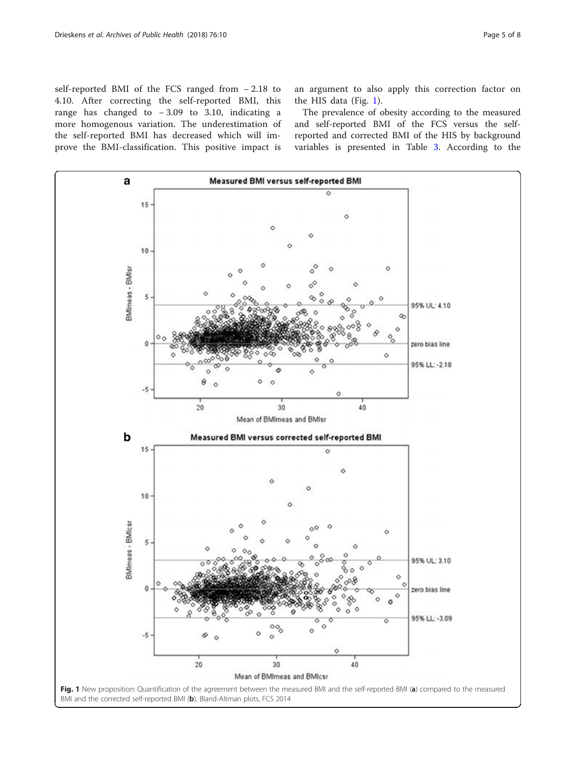self-reported BMI of the FCS ranged from − 2.18 to 4.10. After correcting the self-reported BMI, this range has changed to − 3.09 to 3.10, indicating a more homogenous variation. The underestimation of the self-reported BMI has decreased which will improve the BMI-classification. This positive impact is an argument to also apply this correction factor on the HIS data (Fig. 1).

The prevalence of obesity according to the measured and self-reported BMI of the FCS versus the self-reported and corrected BMI of the HIS by background variables is presented in Table 3. According to the

**Fig. 1** New proposition: Quantification of the agreement between the measured BMI and the self-reported BMI (**a**) compared to the measured BMI and the corrected self-reported BMI (**b**), Bland-Altman plots, FCS 2014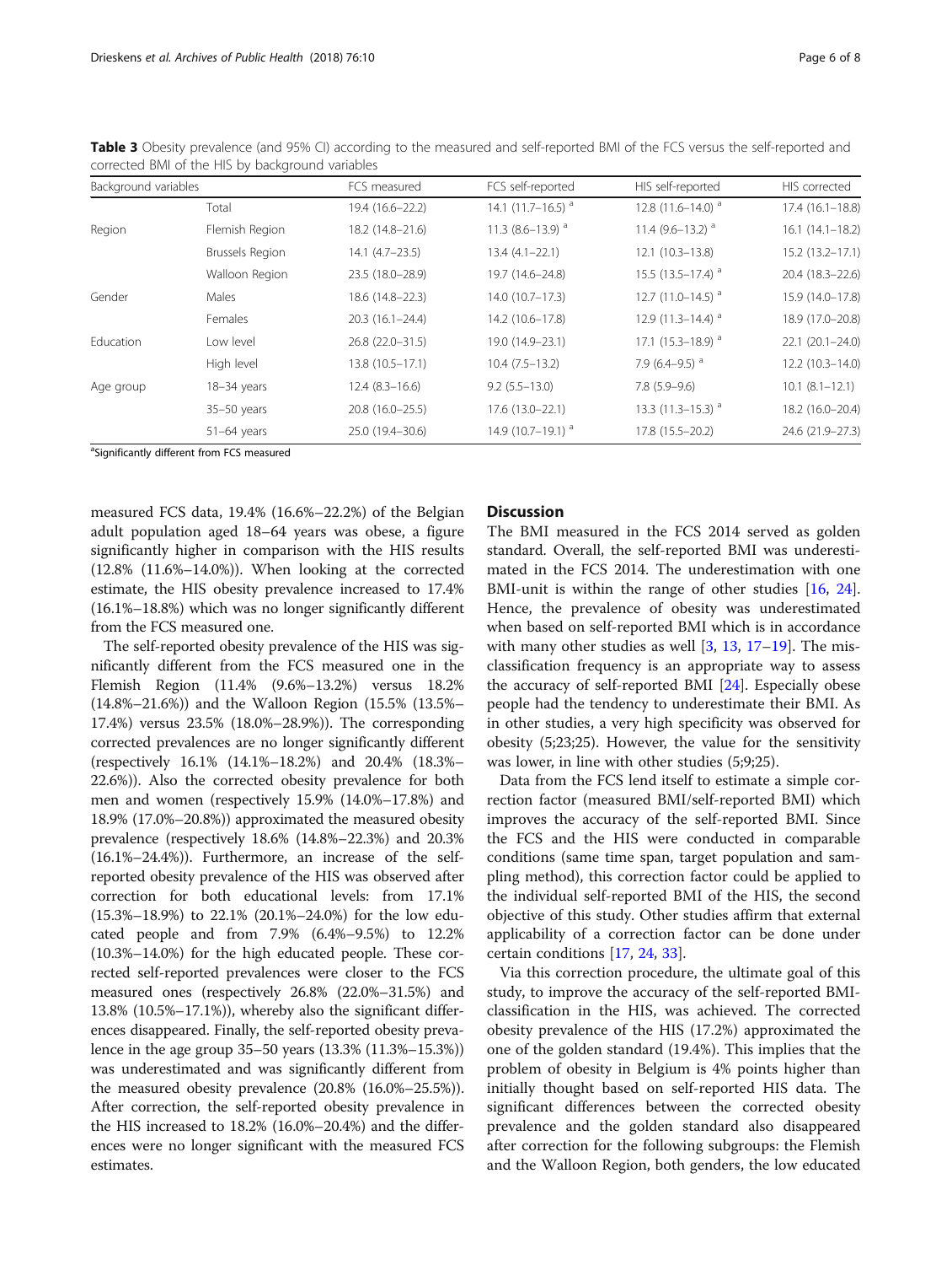**Table 3** Obesity prevalence (and 95% CI) according to the measured and self-reported BMI of the FCS versus the self-reported and corrected BMI of the HIS by background variables

| Background variables | | FCS measured | FCS self-reported | HIS self-reported | HIS corrected |
|---|---|---|---|---|---|
| | Total | 19.4 (16.6–22.2) | 14.1 (11.7–16.5) [a] | 12.8 (11.6–14.0) [a] | 17.4 (16.1–18.8) |
| Region | Flemish Region | 18.2 (14.8–21.6) | 11.3 (8.6–13.9) [a] | 11.4 (9.6–13.2) [a] | 16.1 (14.1–18.2) |
| | Brussels Region | 14.1 (4.7–23.5) | 13.4 (4.1–22.1) | 12.1 (10.3–13.8) | 15.2 (13.2–17.1) |
| | Walloon Region | 23.5 (18.0–28.9) | 19.7 (14.6–24.8) | 15.5 (13.5–17.4) [a] | 20.4 (18.3–22.6) |
| Gender | Males | 18.6 (14.8–22.3) | 14.0 (10.7–17.3) | 12.7 (11.0–14.5) [a] | 15.9 (14.0–17.8) |
| | Females | 20.3 (16.1–24.4) | 14.2 (10.6–17.8) | 12.9 (11.3–14.4) [a] | 18.9 (17.0–20.8) |
| Education | Low level | 26.8 (22.0–31.5) | 19.0 (14.9–23.1) | 17.1 (15.3–18.9) [a] | 22.1 (20.1–24.0) |
| | High level | 13.8 (10.5–17.1) | 10.4 (7.5–13.2) | 7.9 (6.4–9.5) [a] | 12.2 (10.3–14.0) |
| Age group | 18–34 years | 12.4 (8.3–16.6) | 9.2 (5.5–13.0) | 7.8 (5.9–9.6) | 10.1 (8.1–12.1) |
| | 35–50 years | 20.8 (16.0–25.5) | 17.6 (13.0–22.1) | 13.3 (11.3–15.3) [a] | 18.2 (16.0–20.4) |
| | 51–64 years | 25.0 (19.4–30.6) | 14.9 (10.7–19.1) [a] | 17.8 (15.5–20.2) | 24.6 (21.9–27.3) |

[a]Significantly different from FCS measured

measured FCS data, 19.4% (16.6%–22.2%) of the Belgian adult population aged 18–64 years was obese, a figure significantly higher in comparison with the HIS results (12.8% (11.6%–14.0%)). When looking at the corrected estimate, the HIS obesity prevalence increased to 17.4% (16.1%–18.8%) which was no longer significantly different from the FCS measured one.

The self-reported obesity prevalence of the HIS was significantly different from the FCS measured one in the Flemish Region (11.4% (9.6%–13.2%) versus 18.2% (14.8%–21.6%)) and the Walloon Region (15.5% (13.5%–17.4%) versus 23.5% (18.0%–28.9%)). The corresponding corrected prevalences are no longer significantly different (respectively 16.1% (14.1%–18.2%) and 20.4% (18.3%–22.6%)). Also the corrected obesity prevalence for both men and women (respectively 15.9% (14.0%–17.8%) and 18.9% (17.0%–20.8%)) approximated the measured obesity prevalence (respectively 18.6% (14.8%–22.3%) and 20.3% (16.1%–24.4%)). Furthermore, an increase of the self-reported obesity prevalence of the HIS was observed after correction for both educational levels: from 17.1% (15.3%–18.9%) to 22.1% (20.1%–24.0%) for the low educated people and from 7.9% (6.4%–9.5%) to 12.2% (10.3%–14.0%) for the high educated people. These corrected self-reported prevalences were closer to the FCS measured ones (respectively 26.8% (22.0%–31.5%) and 13.8% (10.5%–17.1%)), whereby also the significant differences disappeared. Finally, the self-reported obesity prevalence in the age group 35–50 years (13.3% (11.3%–15.3%)) was underestimated and was significantly different from the measured obesity prevalence (20.8% (16.0%–25.5%)). After correction, the self-reported obesity prevalence in the HIS increased to 18.2% (16.0%–20.4%) and the differences were no longer significant with the measured FCS estimates.

## Discussion

The BMI measured in the FCS 2014 served as golden standard. Overall, the self-reported BMI was underestimated in the FCS 2014. The underestimation with one BMI-unit is within the range of other studies [16, 24]. Hence, the prevalence of obesity was underestimated when based on self-reported BMI which is in accordance with many other studies as well [3, 13, 17–19]. The misclassification frequency is an appropriate way to assess the accuracy of self-reported BMI [24]. Especially obese people had the tendency to underestimate their BMI. As in other studies, a very high specificity was observed for obesity (5;23;25). However, the value for the sensitivity was lower, in line with other studies (5;9;25).

Data from the FCS lend itself to estimate a simple correction factor (measured BMI/self-reported BMI) which improves the accuracy of the self-reported BMI. Since the FCS and the HIS were conducted in comparable conditions (same time span, target population and sampling method), this correction factor could be applied to the individual self-reported BMI of the HIS, the second objective of this study. Other studies affirm that external applicability of a correction factor can be done under certain conditions [17, 24, 33].

Via this correction procedure, the ultimate goal of this study, to improve the accuracy of the self-reported BMI-classification in the HIS, was achieved. The corrected obesity prevalence of the HIS (17.2%) approximated the one of the golden standard (19.4%). This implies that the problem of obesity in Belgium is 4% points higher than initially thought based on self-reported HIS data. The significant differences between the corrected obesity prevalence and the golden standard also disappeared after correction for the following subgroups: the Flemish and the Walloon Region, both genders, the low educated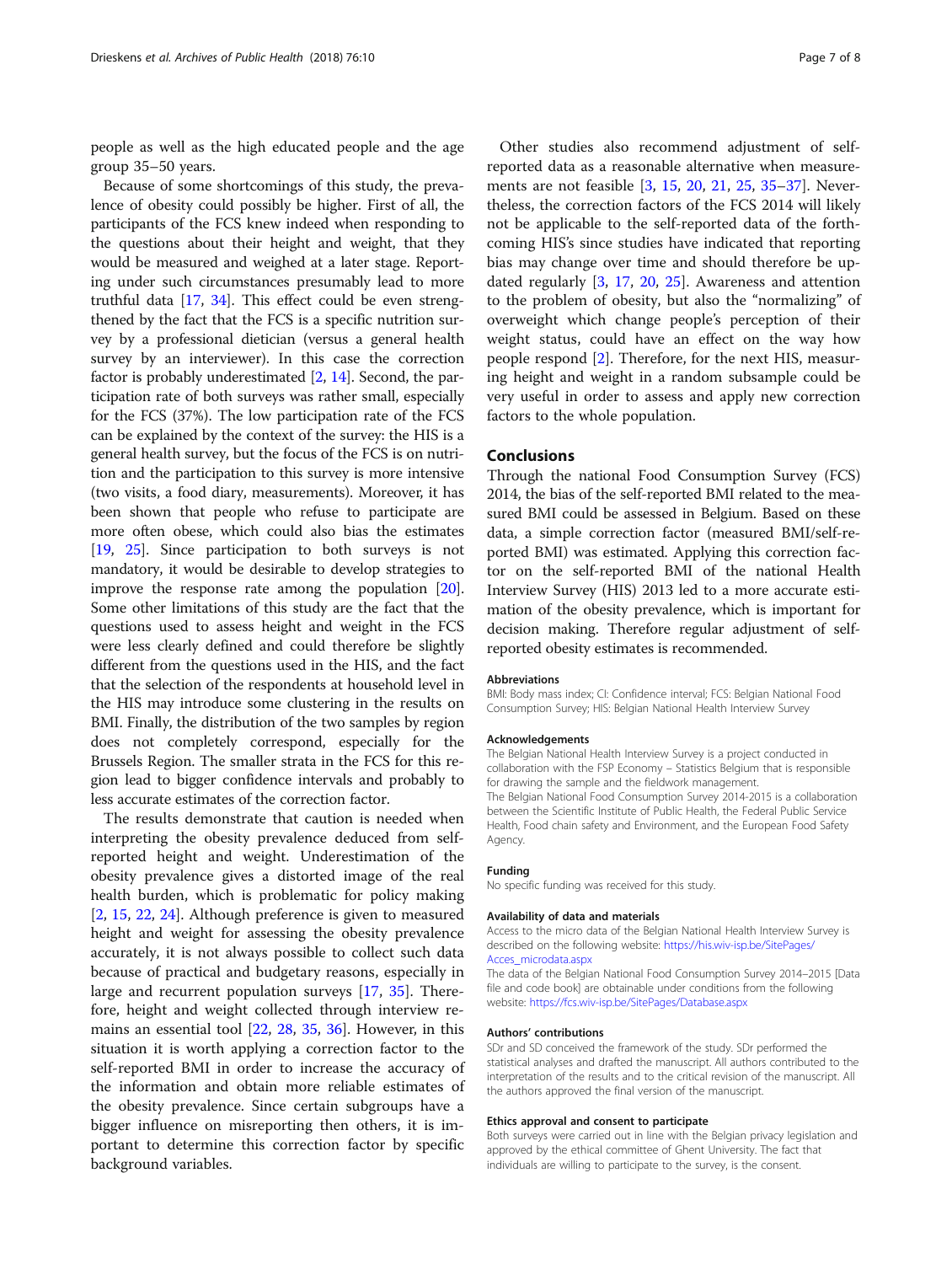people as well as the high educated people and the age group 35–50 years.

Because of some shortcomings of this study, the prevalence of obesity could possibly be higher. First of all, the participants of the FCS knew indeed when responding to the questions about their height and weight, that they would be measured and weighed at a later stage. Reporting under such circumstances presumably lead to more truthful data [17, 34]. This effect could be even strengthened by the fact that the FCS is a specific nutrition survey by a professional dietician (versus a general health survey by an interviewer). In this case the correction factor is probably underestimated [2, 14]. Second, the participation rate of both surveys was rather small, especially for the FCS (37%). The low participation rate of the FCS can be explained by the context of the survey: the HIS is a general health survey, but the focus of the FCS is on nutrition and the participation to this survey is more intensive (two visits, a food diary, measurements). Moreover, it has been shown that people who refuse to participate are more often obese, which could also bias the estimates [19, 25]. Since participation to both surveys is not mandatory, it would be desirable to develop strategies to improve the response rate among the population [20]. Some other limitations of this study are the fact that the questions used to assess height and weight in the FCS were less clearly defined and could therefore be slightly different from the questions used in the HIS, and the fact that the selection of the respondents at household level in the HIS may introduce some clustering in the results on BMI. Finally, the distribution of the two samples by region does not completely correspond, especially for the Brussels Region. The smaller strata in the FCS for this region lead to bigger confidence intervals and probably to less accurate estimates of the correction factor.

The results demonstrate that caution is needed when interpreting the obesity prevalence deduced from self-reported height and weight. Underestimation of the obesity prevalence gives a distorted image of the real health burden, which is problematic for policy making [2, 15, 22, 24]. Although preference is given to measured height and weight for assessing the obesity prevalence accurately, it is not always possible to collect such data because of practical and budgetary reasons, especially in large and recurrent population surveys [17, 35]. Therefore, height and weight collected through interview remains an essential tool [22, 28, 35, 36]. However, in this situation it is worth applying a correction factor to the self-reported BMI in order to increase the accuracy of the information and obtain more reliable estimates of the obesity prevalence. Since certain subgroups have a bigger influence on misreporting then others, it is important to determine this correction factor by specific background variables.

Other studies also recommend adjustment of self-reported data as a reasonable alternative when measurements are not feasible [3, 15, 20, 21, 25, 35–37]. Nevertheless, the correction factors of the FCS 2014 will likely not be applicable to the self-reported data of the forthcoming HIS's since studies have indicated that reporting bias may change over time and should therefore be updated regularly [3, 17, 20, 25]. Awareness and attention to the problem of obesity, but also the "normalizing" of overweight which change people's perception of their weight status, could have an effect on the way how people respond [2]. Therefore, for the next HIS, measuring height and weight in a random subsample could be very useful in order to assess and apply new correction factors to the whole population.

## Conclusions

Through the national Food Consumption Survey (FCS) 2014, the bias of the self-reported BMI related to the measured BMI could be assessed in Belgium. Based on these data, a simple correction factor (measured BMI/self-reported BMI) was estimated. Applying this correction factor on the self-reported BMI of the national Health Interview Survey (HIS) 2013 led to a more accurate estimation of the obesity prevalence, which is important for decision making. Therefore regular adjustment of self-reported obesity estimates is recommended.

#### Abbreviations

BMI: Body mass index; CI: Confidence interval; FCS: Belgian National Food Consumption Survey; HIS: Belgian National Health Interview Survey

#### Acknowledgements

The Belgian National Health Interview Survey is a project conducted in collaboration with the FSP Economy – Statistics Belgium that is responsible for drawing the sample and the fieldwork management.
The Belgian National Food Consumption Survey 2014-2015 is a collaboration between the Scientific Institute of Public Health, the Federal Public Service Health, Food chain safety and Environment, and the European Food Safety Agency.

#### Funding

No specific funding was received for this study.

#### Availability of data and materials

Access to the micro data of the Belgian National Health Interview Survey is described on the following website: https://his.wiv-isp.be/SitePages/Acces_microdata.aspx
The data of the Belgian National Food Consumption Survey 2014–2015 [Data file and code book] are obtainable under conditions from the following website: https://fcs.wiv-isp.be/SitePages/Database.aspx

#### Authors' contributions

SDr and SD conceived the framework of the study. SDr performed the statistical analyses and drafted the manuscript. All authors contributed to the interpretation of the results and to the critical revision of the manuscript. All the authors approved the final version of the manuscript.

#### Ethics approval and consent to participate

Both surveys were carried out in line with the Belgian privacy legislation and approved by the ethical committee of Ghent University. The fact that individuals are willing to participate to the survey, is the consent.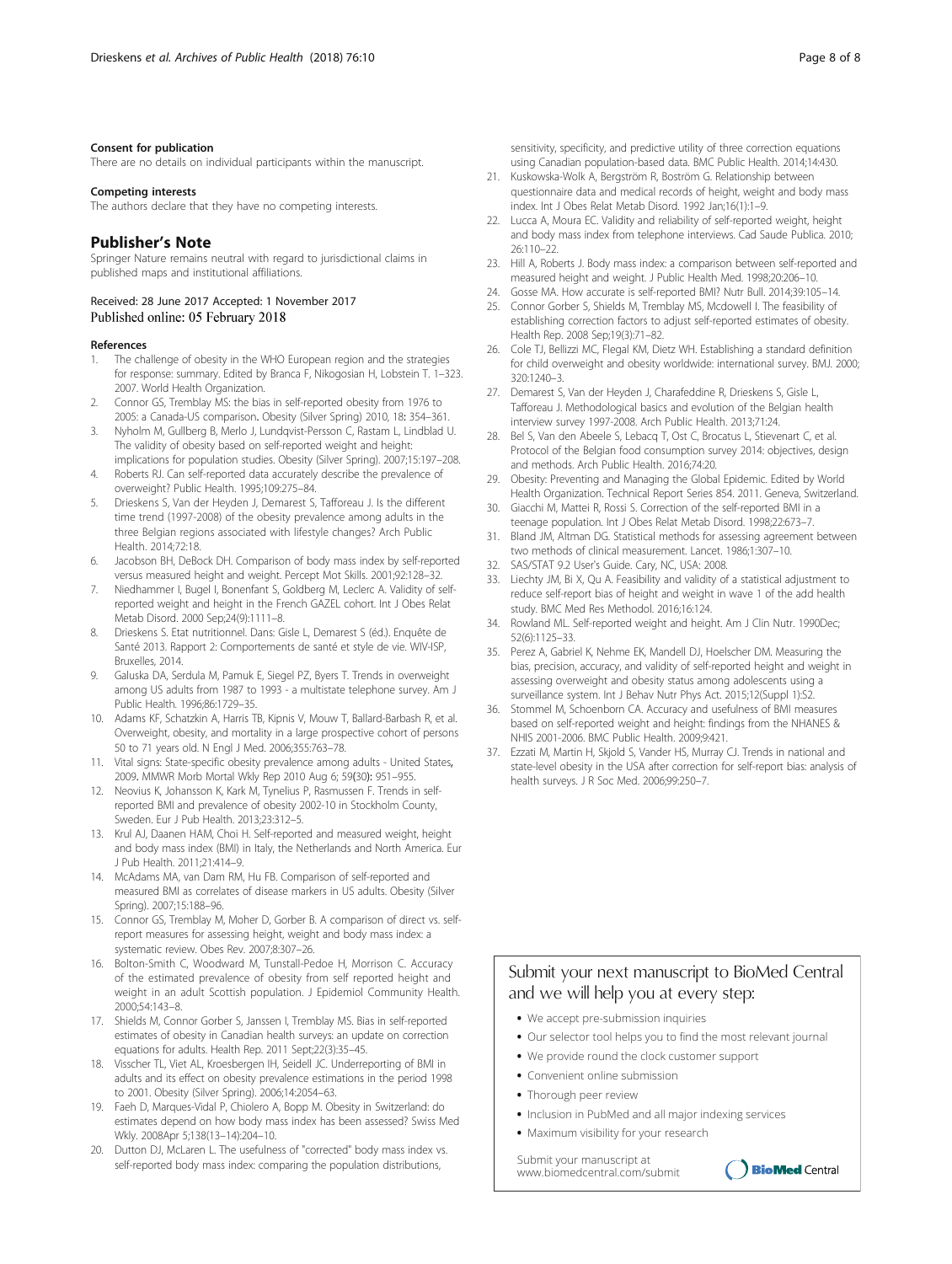#### Consent for publication

There are no details on individual participants within the manuscript.

#### Competing interests

The authors declare that they have no competing interests.

## Publisher's Note

Springer Nature remains neutral with regard to jurisdictional claims in published maps and institutional affiliations.

Received: 28 June 2017 Accepted: 1 November 2017
Published online: 05 February 2018

#### References

1. The challenge of obesity in the WHO European region and the strategies for response: summary. Edited by Branca F, Nikogosian H, Lobstein T. 1–323. 2007. World Health Organization.
2. Connor GS, Tremblay MS: the bias in self-reported obesity from 1976 to 2005: a Canada-US comparison. Obesity (Silver Spring) 2010, 18: 354–361.
3. Nyholm M, Gullberg B, Merlo J, Lundqvist-Persson C, Rastam L, Lindblad U. The validity of obesity based on self-reported weight and height: implications for population studies. Obesity (Silver Spring). 2007;15:197–208.
4. Roberts RJ. Can self-reported data accurately describe the prevalence of overweight? Public Health. 1995;109:275–84.
5. Drieskens S, Van der Heyden J, Demarest S, Tafforeau J. Is the different time trend (1997-2008) of the obesity prevalence among adults in the three Belgian regions associated with lifestyle changes? Arch Public Health. 2014;72:18.
6. Jacobson BH, DeBock DH. Comparison of body mass index by self-reported versus measured height and weight. Percept Mot Skills. 2001;92:128–32.
7. Niedhammer I, Bugel I, Bonenfant S, Goldberg M, Leclerc A. Validity of self-reported weight and height in the French GAZEL cohort. Int J Obes Relat Metab Disord. 2000 Sep;24(9):1111–8.
8. Drieskens S. Etat nutritionnel. Dans: Gisle L, Demarest S (éd.). Enquête de Santé 2013. Rapport 2: Comportements de santé et style de vie. WIV-ISP, Bruxelles, 2014.
9. Galuska DA, Serdula M, Pamuk E, Siegel PZ, Byers T. Trends in overweight among US adults from 1987 to 1993 - a multistate telephone survey. Am J Public Health. 1996;86:1729–35.
10. Adams KF, Schatzkin A, Harris TB, Kipnis V, Mouw T, Ballard-Barbash R, et al. Overweight, obesity, and mortality in a large prospective cohort of persons 50 to 71 years old. N Engl J Med. 2006;355:763–78.
11. Vital signs: State-specific obesity prevalence among adults - United States, 2009. MMWR Morb Mortal Wkly Rep 2010 Aug 6; 59(30): 951–955.
12. Neovius K, Johansson K, Kark M, Tynelius P, Rasmussen F. Trends in self-reported BMI and prevalence of obesity 2002-10 in Stockholm County, Sweden. Eur J Pub Health. 2013;23:312–5.
13. Krul AJ, Daanen HAM, Choi H. Self-reported and measured weight, height and body mass index (BMI) in Italy, the Netherlands and North America. Eur J Pub Health. 2011;21:414–9.
14. McAdams MA, van Dam RM, Hu FB. Comparison of self-reported and measured BMI as correlates of disease markers in US adults. Obesity (Silver Spring). 2007;15:188–96.
15. Connor GS, Tremblay M, Moher D, Gorber B. A comparison of direct vs. self-report measures for assessing height, weight and body mass index: a systematic review. Obes Rev. 2007;8:307–26.
16. Bolton-Smith C, Woodward M, Tunstall-Pedoe H, Morrison C. Accuracy of the estimated prevalence of obesity from self reported height and weight in an adult Scottish population. J Epidemiol Community Health. 2000;54:143–8.
17. Shields M, Connor Gorber S, Janssen I, Tremblay MS. Bias in self-reported estimates of obesity in Canadian health surveys: an update on correction equations for adults. Health Rep. 2011 Sept;22(3):35–45.
18. Visscher TL, Viet AL, Kroesbergen IH, Seidell JC. Underreporting of BMI in adults and its effect on obesity prevalence estimations in the period 1998 to 2001. Obesity (Silver Spring). 2006;14:2054–63.
19. Faeh D, Marques-Vidal P, Chiolero A, Bopp M. Obesity in Switzerland: do estimates depend on how body mass index has been assessed? Swiss Med Wkly. 2008Apr 5;138(13–14):204–10.
20. Dutton DJ, McLaren L. The usefulness of "corrected" body mass index vs. self-reported body mass index: comparing the population distributions, sensitivity, specificity, and predictive utility of three correction equations using Canadian population-based data. BMC Public Health. 2014;14:430.
21. Kuskowska-Wolk A, Bergström R, Boström G. Relationship between questionnaire data and medical records of height, weight and body mass index. Int J Obes Relat Metab Disord. 1992 Jan;16(1):1–9.
22. Lucca A, Moura EC. Validity and reliability of self-reported weight, height and body mass index from telephone interviews. Cad Saude Publica. 2010; 26:110–22.
23. Hill A, Roberts J. Body mass index: a comparison between self-reported and measured height and weight. J Public Health Med. 1998;20:206–10.
24. Gosse MA. How accurate is self-reported BMI? Nutr Bull. 2014;39:105–14.
25. Connor Gorber S, Shields M, Tremblay MS, Mcdowell I. The feasibility of establishing correction factors to adjust self-reported estimates of obesity. Health Rep. 2008 Sep;19(3):71–82.
26. Cole TJ, Bellizzi MC, Flegal KM, Dietz WH. Establishing a standard definition for child overweight and obesity worldwide: international survey. BMJ. 2000; 320:1240–3.
27. Demarest S, Van der Heyden J, Charafeddine R, Drieskens S, Gisle L, Tafforeau J. Methodological basics and evolution of the Belgian health interview survey 1997-2008. Arch Public Health. 2013;71:24.
28. Bel S, Van den Abeele S, Lebacq T, Ost C, Brocatus L, Stievenart C, et al. Protocol of the Belgian food consumption survey 2014: objectives, design and methods. Arch Public Health. 2016;74:20.
29. Obesity: Preventing and Managing the Global Epidemic. Edited by World Health Organization. Technical Report Series 854. 2011. Geneva, Switzerland.
30. Giacchi M, Mattei R, Rossi S. Correction of the self-reported BMI in a teenage population. Int J Obes Relat Metab Disord. 1998;22:673–7.
31. Bland JM, Altman DG. Statistical methods for assessing agreement between two methods of clinical measurement. Lancet. 1986;1:307–10.
32. SAS/STAT 9.2 User's Guide. Cary, NC, USA: 2008.
33. Liechty JM, Bi X, Qu A. Feasibility and validity of a statistical adjustment to reduce self-report bias of height and weight in wave 1 of the add health study. BMC Med Res Methodol. 2016;16:124.
34. Rowland ML. Self-reported weight and height. Am J Clin Nutr. 1990Dec; 52(6):1125–33.
35. Perez A, Gabriel K, Nehme EK, Mandell DJ, Hoelscher DM. Measuring the bias, precision, accuracy, and validity of self-reported height and weight in assessing overweight and obesity status among adolescents using a surveillance system. Int J Behav Nutr Phys Act. 2015;12(Suppl 1):S2.
36. Stommel M, Schoenborn CA. Accuracy and usefulness of BMI measures based on self-reported weight and height: findings from the NHANES & NHIS 2001-2006. BMC Public Health. 2009;9:421.
37. Ezzati M, Martin H, Skjold S, Vander HS, Murray CJ. Trends in national and state-level obesity in the USA after correction for self-report bias: analysis of health surveys. J R Soc Med. 2006;99:250–7.

Submit your next manuscript to BioMed Central and we will help you at every step:

- We accept pre-submission inquiries
- Our selector tool helps you to find the most relevant journal
- We provide round the clock customer support
- Convenient online submission
- Thorough peer review
- Inclusion in PubMed and all major indexing services
- Maximum visibility for your research

Submit your manuscript at www.biomedcentral.com/submit

BioMed Central